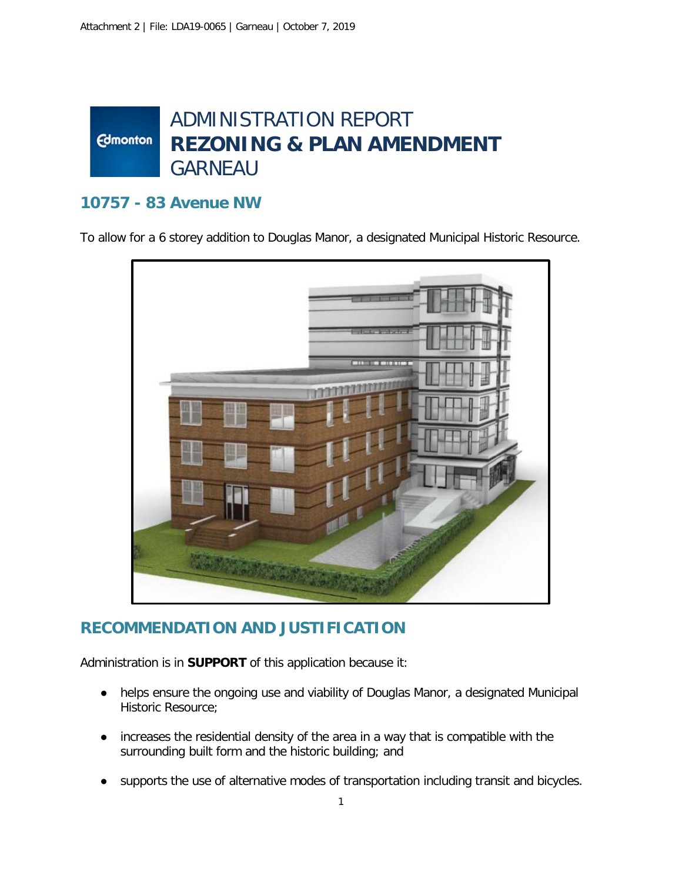# ADMINISTRATION REPORT
# **REZONING & PLAN AMENDMENT**
# GARNEAU

## 10757 - 83 Avenue NW

To allow for a 6 storey addition to Douglas Manor, a designated Municipal Historic Resource.

## RECOMMENDATION AND JUSTIFICATION

Administration is in **SUPPORT** of this application because it:

- helps ensure the ongoing use and viability of Douglas Manor, a designated Municipal Historic Resource;
- increases the residential density of the area in a way that is compatible with the surrounding built form and the historic building; and
- supports the use of alternative modes of transportation including transit and bicycles.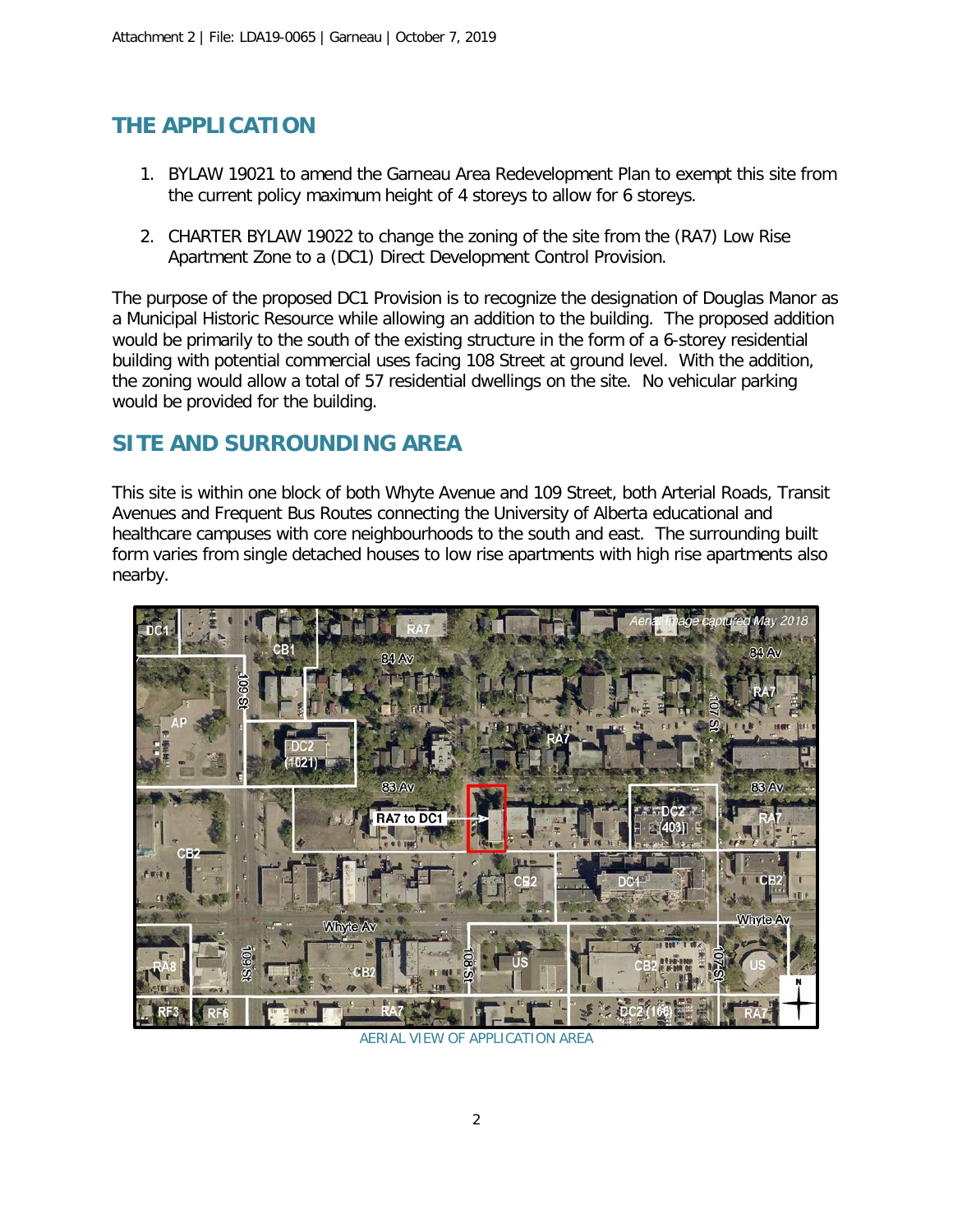## THE APPLICATION

1. BYLAW 19021 to amend the Garneau Area Redevelopment Plan to exempt this site from the current policy maximum height of 4 storeys to allow for 6 storeys.

2. CHARTER BYLAW 19022 to change the zoning of the site from the (RA7) Low Rise Apartment Zone to a (DC1) Direct Development Control Provision.

The purpose of the proposed DC1 Provision is to recognize the designation of Douglas Manor as a Municipal Historic Resource while allowing an addition to the building. The proposed addition would be primarily to the south of the existing structure in the form of a 6-storey residential building with potential commercial uses facing 108 Street at ground level. With the addition, the zoning would allow a total of 57 residential dwellings on the site. No vehicular parking would be provided for the building.

## SITE AND SURROUNDING AREA

This site is within one block of both Whyte Avenue and 109 Street, both Arterial Roads, Transit Avenues and Frequent Bus Routes connecting the University of Alberta educational and healthcare campuses with core neighbourhoods to the south and east. The surrounding built form varies from single detached houses to low rise apartments with high rise apartments also nearby.

AERIAL VIEW OF APPLICATION AREA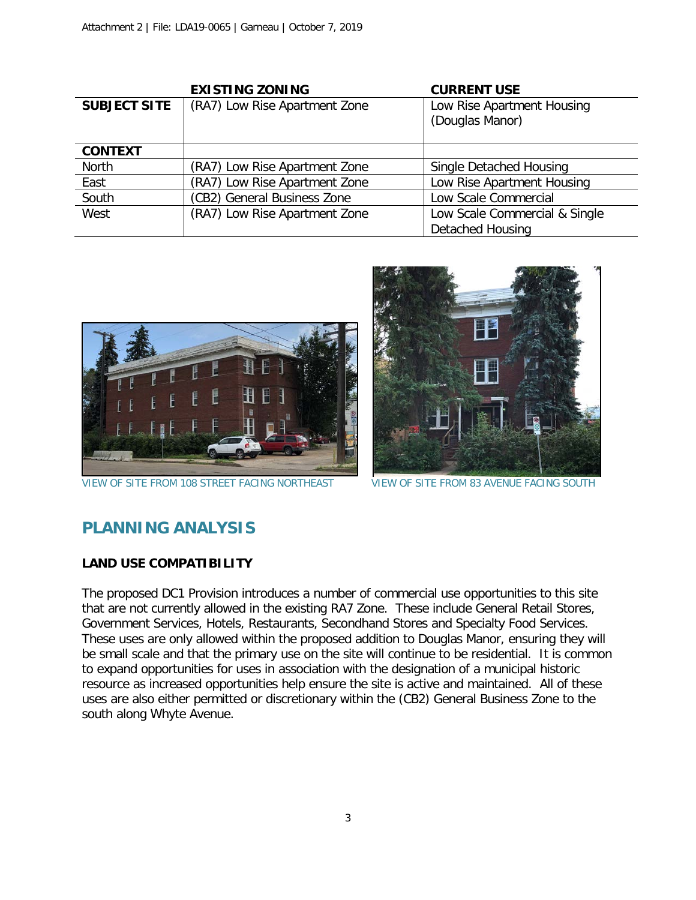| | EXISTING ZONING | CURRENT USE |
|---|---|---|
| **SUBJECT SITE** | (RA7) Low Rise Apartment Zone | Low Rise Apartment Housing (Douglas Manor) |
| **CONTEXT** | | |
| North | (RA7) Low Rise Apartment Zone | Single Detached Housing |
| East | (RA7) Low Rise Apartment Zone | Low Rise Apartment Housing |
| South | (CB2) General Business Zone | Low Scale Commercial |
| West | (RA7) Low Rise Apartment Zone | Low Scale Commercial & Single Detached Housing |

VIEW OF SITE FROM 108 STREET FACING NORTHEAST

VIEW OF SITE FROM 83 AVENUE FACING SOUTH

## PLANNING ANALYSIS

### LAND USE COMPATIBILITY

The proposed DC1 Provision introduces a number of commercial use opportunities to this site that are not currently allowed in the existing RA7 Zone. These include General Retail Stores, Government Services, Hotels, Restaurants, Secondhand Stores and Specialty Food Services. These uses are only allowed within the proposed addition to Douglas Manor, ensuring they will be small scale and that the primary use on the site will continue to be residential. It is common to expand opportunities for uses in association with the designation of a municipal historic resource as increased opportunities help ensure the site is active and maintained. All of these uses are also either permitted or discretionary within the (CB2) General Business Zone to the south along Whyte Avenue.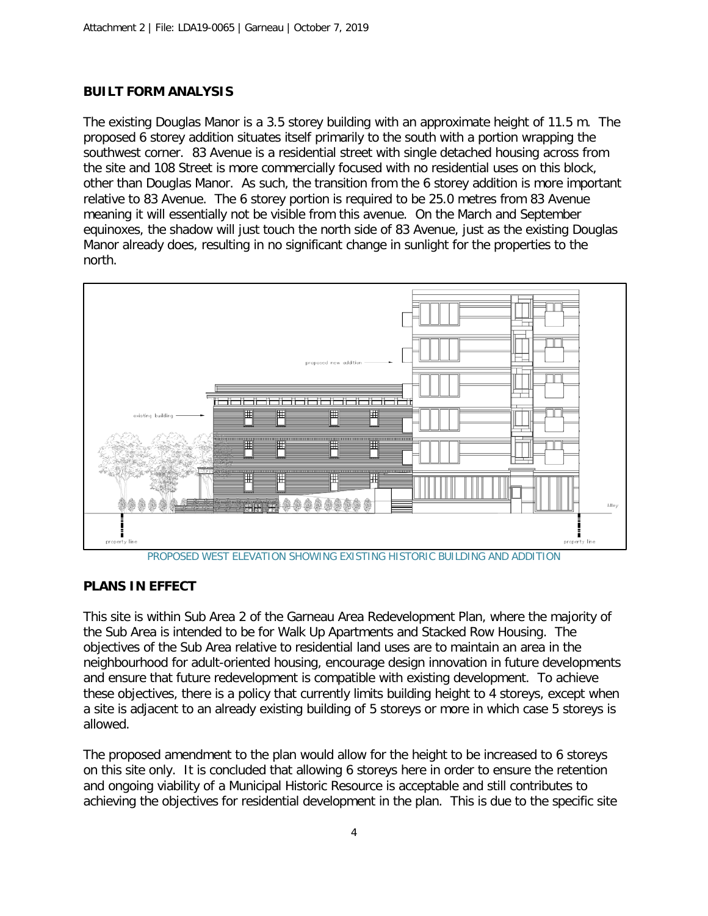## BUILT FORM ANALYSIS

The existing Douglas Manor is a 3.5 storey building with an approximate height of 11.5 m. The proposed 6 storey addition situates itself primarily to the south with a portion wrapping the southwest corner. 83 Avenue is a residential street with single detached housing across from the site and 108 Street is more commercially focused with no residential uses on this block, other than Douglas Manor. As such, the transition from the 6 storey addition is more important relative to 83 Avenue. The 6 storey portion is required to be 25.0 metres from 83 Avenue meaning it will essentially not be visible from this avenue. On the March and September equinoxes, the shadow will just touch the north side of 83 Avenue, just as the existing Douglas Manor already does, resulting in no significant change in sunlight for the properties to the north.

PROPOSED WEST ELEVATION SHOWING EXISTING HISTORIC BUILDING AND ADDITION

## PLANS IN EFFECT

This site is within Sub Area 2 of the Garneau Area Redevelopment Plan, where the majority of the Sub Area is intended to be for Walk Up Apartments and Stacked Row Housing. The objectives of the Sub Area relative to residential land uses are to maintain an area in the neighbourhood for adult-oriented housing, encourage design innovation in future developments and ensure that future redevelopment is compatible with existing development. To achieve these objectives, there is a policy that currently limits building height to 4 storeys, except when a site is adjacent to an already existing building of 5 storeys or more in which case 5 storeys is allowed.

The proposed amendment to the plan would allow for the height to be increased to 6 storeys on this site only. It is concluded that allowing 6 storeys here in order to ensure the retention and ongoing viability of a Municipal Historic Resource is acceptable and still contributes to achieving the objectives for residential development in the plan. This is due to the specific site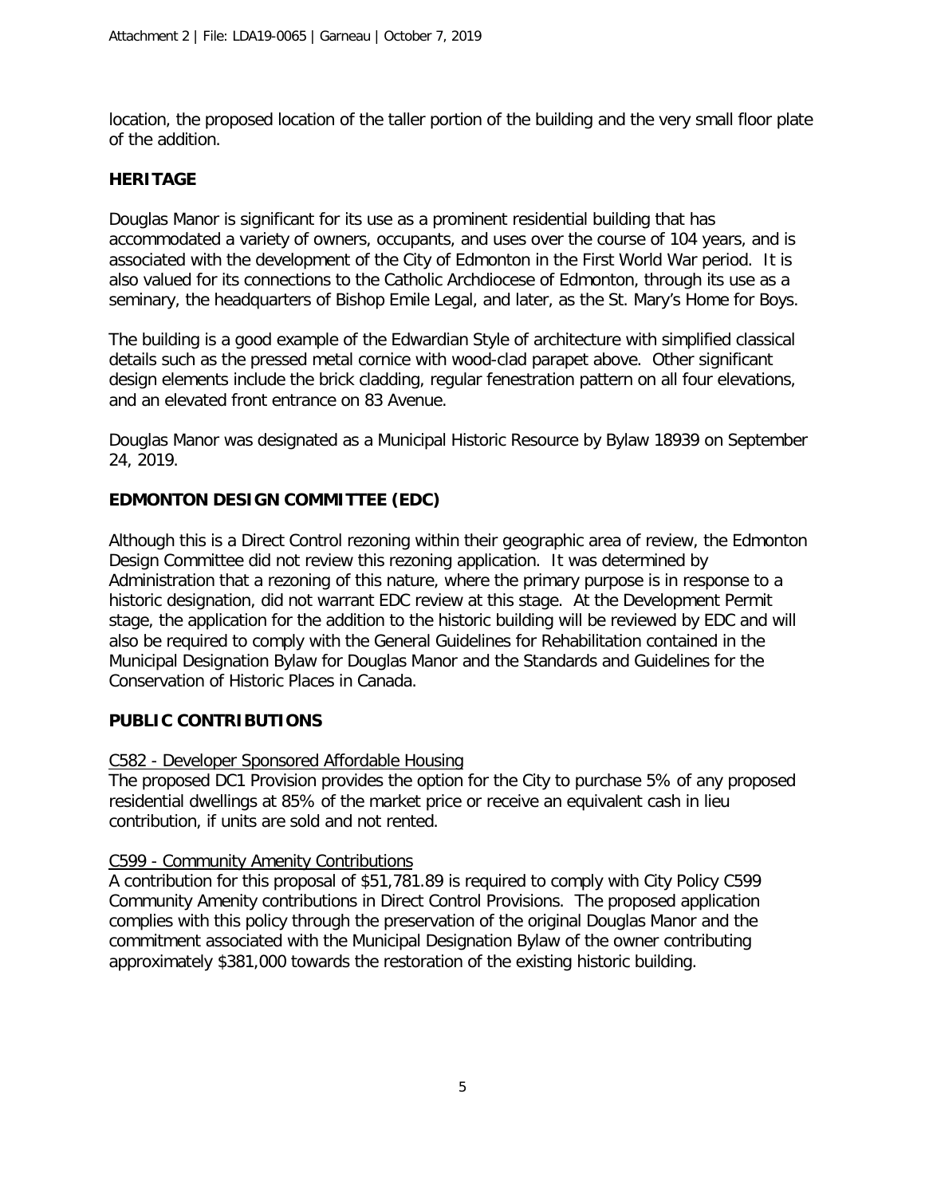location, the proposed location of the taller portion of the building and the very small floor plate of the addition.

## HERITAGE

Douglas Manor is significant for its use as a prominent residential building that has accommodated a variety of owners, occupants, and uses over the course of 104 years, and is associated with the development of the City of Edmonton in the First World War period. It is also valued for its connections to the Catholic Archdiocese of Edmonton, through its use as a seminary, the headquarters of Bishop Emile Legal, and later, as the St. Mary's Home for Boys.

The building is a good example of the Edwardian Style of architecture with simplified classical details such as the pressed metal cornice with wood-clad parapet above. Other significant design elements include the brick cladding, regular fenestration pattern on all four elevations, and an elevated front entrance on 83 Avenue.

Douglas Manor was designated as a Municipal Historic Resource by Bylaw 18939 on September 24, 2019.

## EDMONTON DESIGN COMMITTEE (EDC)

Although this is a Direct Control rezoning within their geographic area of review, the Edmonton Design Committee did not review this rezoning application. It was determined by Administration that a rezoning of this nature, where the primary purpose is in response to a historic designation, did not warrant EDC review at this stage. At the Development Permit stage, the application for the addition to the historic building will be reviewed by EDC and will also be required to comply with the General Guidelines for Rehabilitation contained in the Municipal Designation Bylaw for Douglas Manor and the Standards and Guidelines for the Conservation of Historic Places in Canada.

## PUBLIC CONTRIBUTIONS

C582 - Developer Sponsored Affordable Housing

The proposed DC1 Provision provides the option for the City to purchase 5% of any proposed residential dwellings at 85% of the market price or receive an equivalent cash in lieu contribution, if units are sold and not rented.

C599 - Community Amenity Contributions

A contribution for this proposal of $51,781.89 is required to comply with City Policy C599 Community Amenity contributions in Direct Control Provisions. The proposed application complies with this policy through the preservation of the original Douglas Manor and the commitment associated with the Municipal Designation Bylaw of the owner contributing approximately $381,000 towards the restoration of the existing historic building.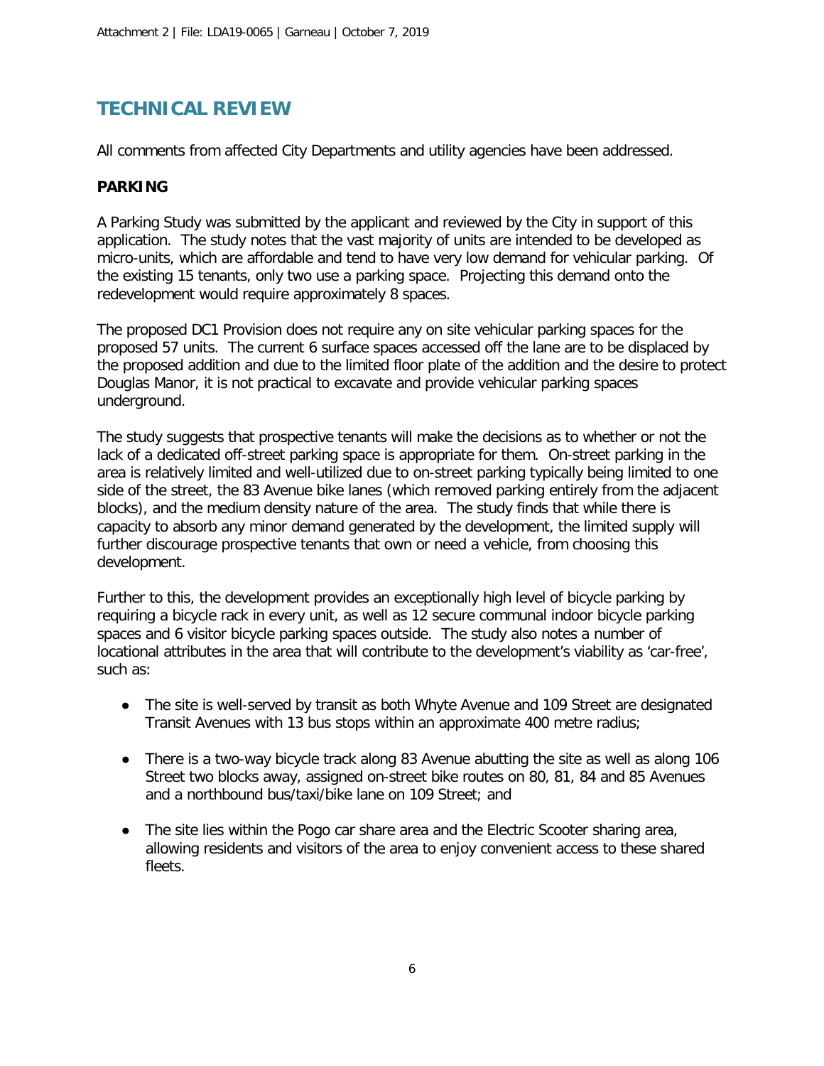## TECHNICAL REVIEW

All comments from affected City Departments and utility agencies have been addressed.

### PARKING

A Parking Study was submitted by the applicant and reviewed by the City in support of this application. The study notes that the vast majority of units are intended to be developed as micro-units, which are affordable and tend to have very low demand for vehicular parking. Of the existing 15 tenants, only two use a parking space. Projecting this demand onto the redevelopment would require approximately 8 spaces.

The proposed DC1 Provision does not require any on site vehicular parking spaces for the proposed 57 units. The current 6 surface spaces accessed off the lane are to be displaced by the proposed addition and due to the limited floor plate of the addition and the desire to protect Douglas Manor, it is not practical to excavate and provide vehicular parking spaces underground.

The study suggests that prospective tenants will make the decisions as to whether or not the lack of a dedicated off-street parking space is appropriate for them. On-street parking in the area is relatively limited and well-utilized due to on-street parking typically being limited to one side of the street, the 83 Avenue bike lanes (which removed parking entirely from the adjacent blocks), and the medium density nature of the area. The study finds that while there is capacity to absorb any minor demand generated by the development, the limited supply will further discourage prospective tenants that own or need a vehicle, from choosing this development.

Further to this, the development provides an exceptionally high level of bicycle parking by requiring a bicycle rack in every unit, as well as 12 secure communal indoor bicycle parking spaces and 6 visitor bicycle parking spaces outside. The study also notes a number of locational attributes in the area that will contribute to the development's viability as 'car-free', such as:

- The site is well-served by transit as both Whyte Avenue and 109 Street are designated Transit Avenues with 13 bus stops within an approximate 400 metre radius;
- There is a two-way bicycle track along 83 Avenue abutting the site as well as along 106 Street two blocks away, assigned on-street bike routes on 80, 81, 84 and 85 Avenues and a northbound bus/taxi/bike lane on 109 Street; and
- The site lies within the Pogo car share area and the Electric Scooter sharing area, allowing residents and visitors of the area to enjoy convenient access to these shared fleets.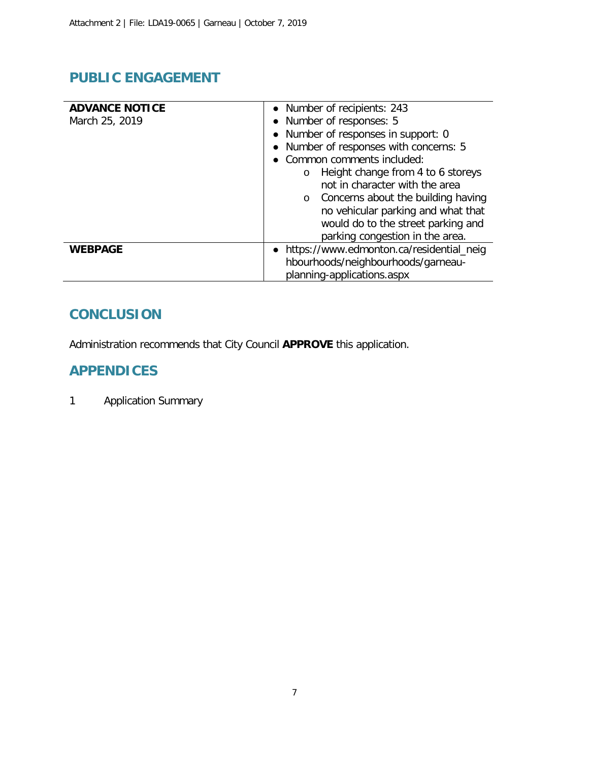## PUBLIC ENGAGEMENT

| | |
|---|---|
| **ADVANCE NOTICE**<br>March 25, 2019 | • Number of recipients: 243<br>• Number of responses: 5<br>• Number of responses in support: 0<br>• Number of responses with concerns: 5<br>• Common comments included:<br>  o Height change from 4 to 6 storeys not in character with the area<br>  o Concerns about the building having no vehicular parking and what that would do to the street parking and parking congestion in the area. |
| **WEBPAGE** | • https://www.edmonton.ca/residential_neighbourhoods/neighbourhoods/garneau-planning-applications.aspx |

## CONCLUSION

Administration recommends that City Council **APPROVE** this application.

## APPENDICES

1 Application Summary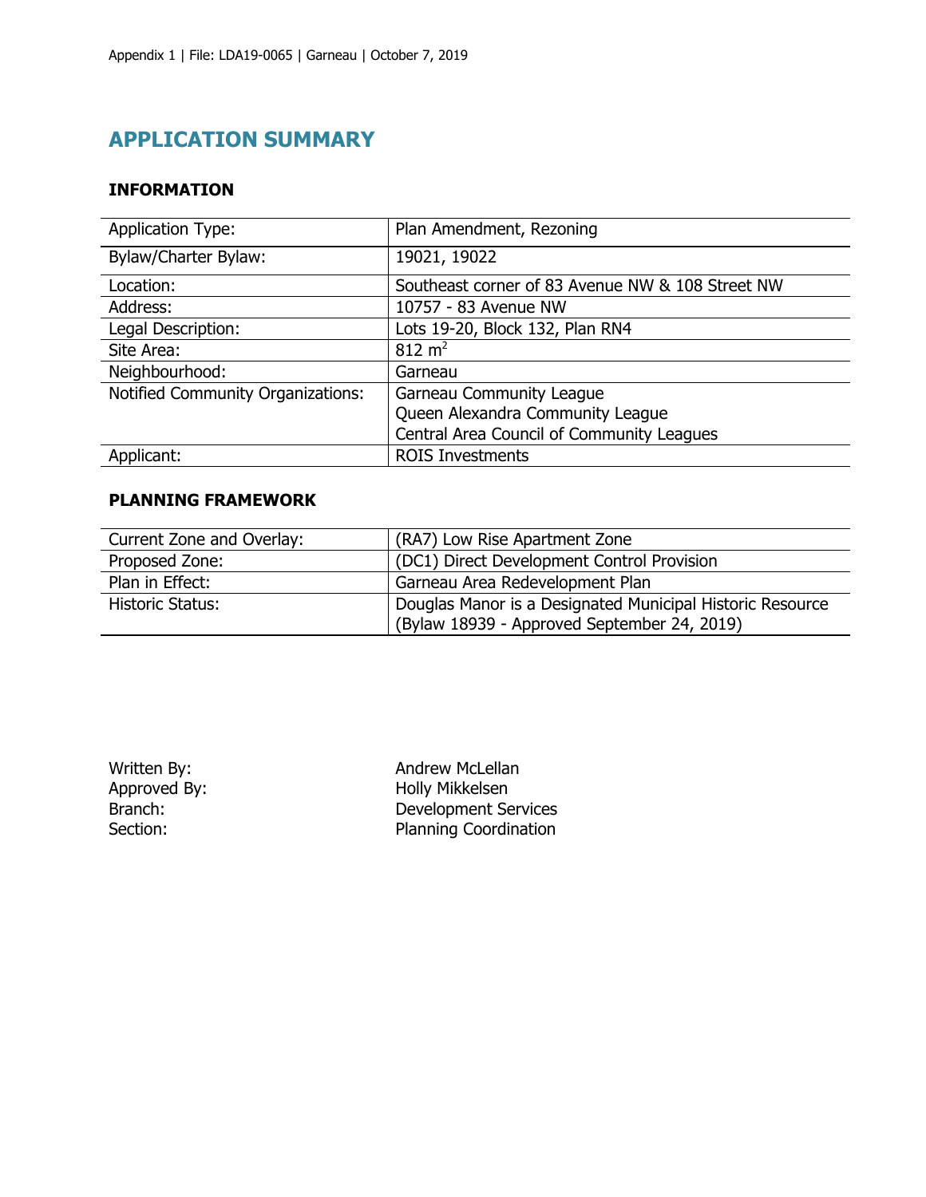# APPLICATION SUMMARY

## INFORMATION

| | |
|---|---|
| Application Type: | Plan Amendment, Rezoning |
| Bylaw/Charter Bylaw: | 19021, 19022 |
| Location: | Southeast corner of 83 Avenue NW & 108 Street NW |
| Address: | 10757 - 83 Avenue NW |
| Legal Description: | Lots 19-20, Block 132, Plan RN4 |
| Site Area: | 812 $m^2$ |
| Neighbourhood: | Garneau |
| Notified Community Organizations: | Garneau Community League<br>Queen Alexandra Community League<br>Central Area Council of Community Leagues |
| Applicant: | ROIS Investments |

## PLANNING FRAMEWORK

| | |
|---|---|
| Current Zone and Overlay: | (RA7) Low Rise Apartment Zone |
| Proposed Zone: | (DC1) Direct Development Control Provision |
| Plan in Effect: | Garneau Area Redevelopment Plan |
| Historic Status: | Douglas Manor is a Designated Municipal Historic Resource (Bylaw 18939 - Approved September 24, 2019) |

| | |
|---|---|
| Written By: | Andrew McLellan |
| Approved By: | Holly Mikkelsen |
| Branch: | Development Services |
| Section: | Planning Coordination |